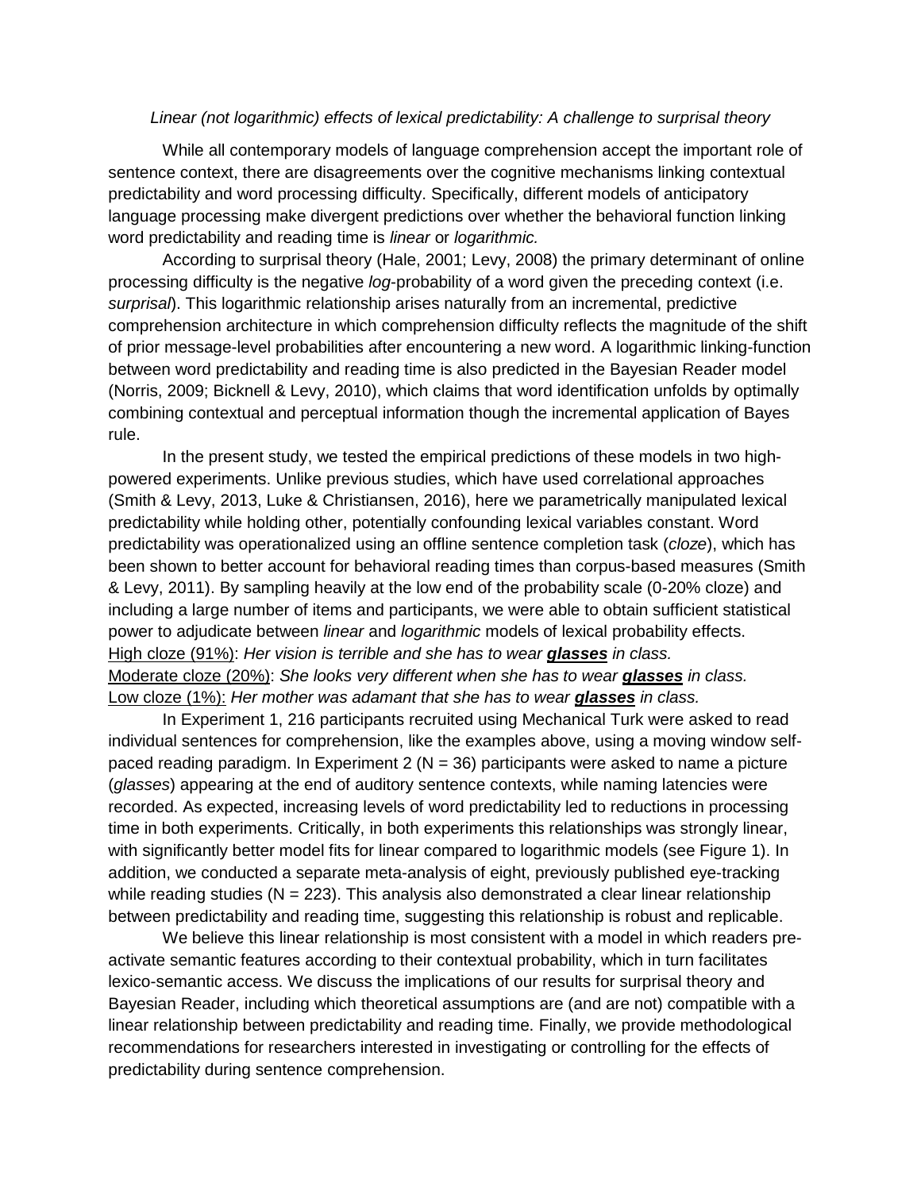*Linear (not logarithmic) effects of lexical predictability: A challenge to surprisal theory*

While all contemporary models of language comprehension accept the important role of sentence context, there are disagreements over the cognitive mechanisms linking contextual predictability and word processing difficulty. Specifically, different models of anticipatory language processing make divergent predictions over whether the behavioral function linking word predictability and reading time is *linear* or *logarithmic.*

According to surprisal theory (Hale, 2001; Levy, 2008) the primary determinant of online processing difficulty is the negative *log*-probability of a word given the preceding context (i.e. *surprisal*). This logarithmic relationship arises naturally from an incremental, predictive comprehension architecture in which comprehension difficulty reflects the magnitude of the shift of prior message-level probabilities after encountering a new word. A logarithmic linking-function between word predictability and reading time is also predicted in the Bayesian Reader model (Norris, 2009; Bicknell & Levy, 2010), which claims that word identification unfolds by optimally combining contextual and perceptual information though the incremental application of Bayes rule.

In the present study, we tested the empirical predictions of these models in two high-powered experiments. Unlike previous studies, which have used correlational approaches (Smith & Levy, 2013, Luke & Christiansen, 2016), here we parametrically manipulated lexical predictability while holding other, potentially confounding lexical variables constant. Word predictability was operationalized using an offline sentence completion task (*cloze*), which has been shown to better account for behavioral reading times than corpus-based measures (Smith & Levy, 2011). By sampling heavily at the low end of the probability scale (0-20% cloze) and including a large number of items and participants, we were able to obtain sufficient statistical power to adjudicate between *linear* and *logarithmic* models of lexical probability effects.

High cloze (91%): *Her vision is terrible and she has to wear* ***glasses*** *in class.*
Moderate cloze (20%): *She looks very different when she has to wear* ***glasses*** *in class.*
Low cloze (1%): *Her mother was adamant that she has to wear* ***glasses*** *in class.*

In Experiment 1, 216 participants recruited using Mechanical Turk were asked to read individual sentences for comprehension, like the examples above, using a moving window self-paced reading paradigm. In Experiment 2 (N = 36) participants were asked to name a picture (*glasses*) appearing at the end of auditory sentence contexts, while naming latencies were recorded. As expected, increasing levels of word predictability led to reductions in processing time in both experiments. Critically, in both experiments this relationships was strongly linear, with significantly better model fits for linear compared to logarithmic models (see Figure 1). In addition, we conducted a separate meta-analysis of eight, previously published eye-tracking while reading studies (N = 223). This analysis also demonstrated a clear linear relationship between predictability and reading time, suggesting this relationship is robust and replicable.

We believe this linear relationship is most consistent with a model in which readers pre-activate semantic features according to their contextual probability, which in turn facilitates lexico-semantic access. We discuss the implications of our results for surprisal theory and Bayesian Reader, including which theoretical assumptions are (and are not) compatible with a linear relationship between predictability and reading time. Finally, we provide methodological recommendations for researchers interested in investigating or controlling for the effects of predictability during sentence comprehension.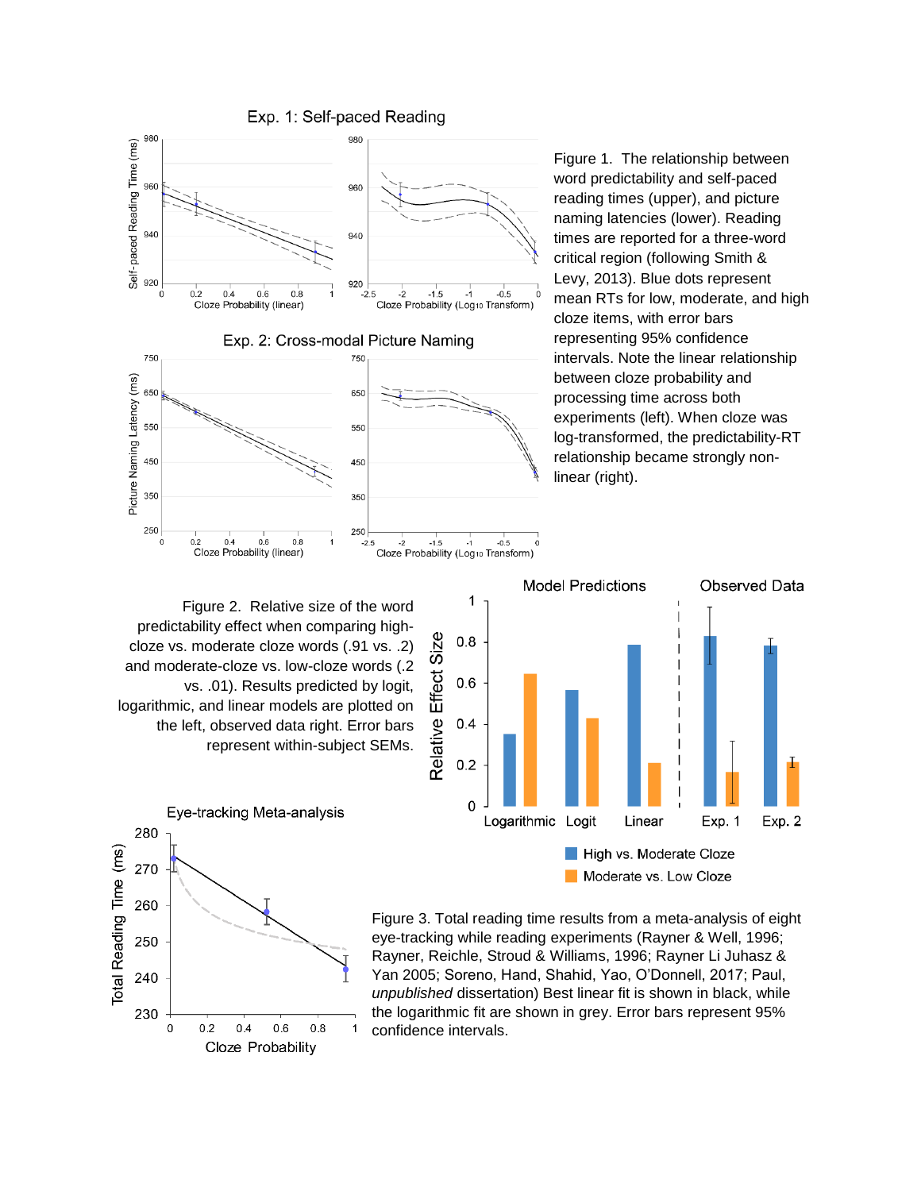Exp. 1: Self-paced Reading

Self-paced Reading Time (ms)

980
960
940
920

0 0.2 0.4 0.6 0.8 1

Cloze Probability (linear)

980
960
940
920

-2.5 -2 -1.5 -1 -0.5 0

Cloze Probability (Log10 Transform)

Exp. 2: Cross-modal Picture Naming

Picture Naming Latency (ms)

750
650
550
450
350
250

0 0.2 0.4 0.6 0.8 1

Cloze Probability (linear)

750
650
550
450
350
250

-2.5 -2 -1.5 -1 -0.5 0

Cloze Probability (Log10 Transform)

Figure 1. The relationship between word predictability and self-paced reading times (upper), and picture naming latencies (lower). Reading times are reported for a three-word critical region (following Smith & Levy, 2013). Blue dots represent mean RTs for low, moderate, and high cloze items, with error bars representing 95% confidence intervals. Note the linear relationship between cloze probability and processing time across both experiments (left). When cloze was log-transformed, the predictability-RT relationship became strongly non-linear (right).

Model Predictions

Observed Data

Relative Effect Size

1
0.8
0.6
0.4
0.2
0

Logarithmic Logit Linear Exp. 1 Exp. 2

High vs. Moderate Cloze

Moderate vs. Low Cloze

Figure 2. Relative size of the word predictability effect when comparing high-cloze vs. moderate cloze words (.91 vs. .2) and moderate-cloze vs. low-cloze words (.2 vs. .01). Results predicted by logit, logarithmic, and linear models are plotted on the left, observed data right. Error bars represent within-subject SEMs.

Eye-tracking Meta-analysis

Total Reading Time (ms)

280
270
260
250
240
230

0 0.2 0.4 0.6 0.8 1

Cloze Probability

Figure 3. Total reading time results from a meta-analysis of eight eye-tracking while reading experiments (Rayner & Well, 1996; Rayner, Reichle, Stroud & Williams, 1996; Rayner Li Juhasz & Yan 2005; Soreno, Hand, Shahid, Yao, O'Donnell, 2017; Paul, *unpublished* dissertation) Best linear fit is shown in black, while the logarithmic fit are shown in grey. Error bars represent 95% confidence intervals.